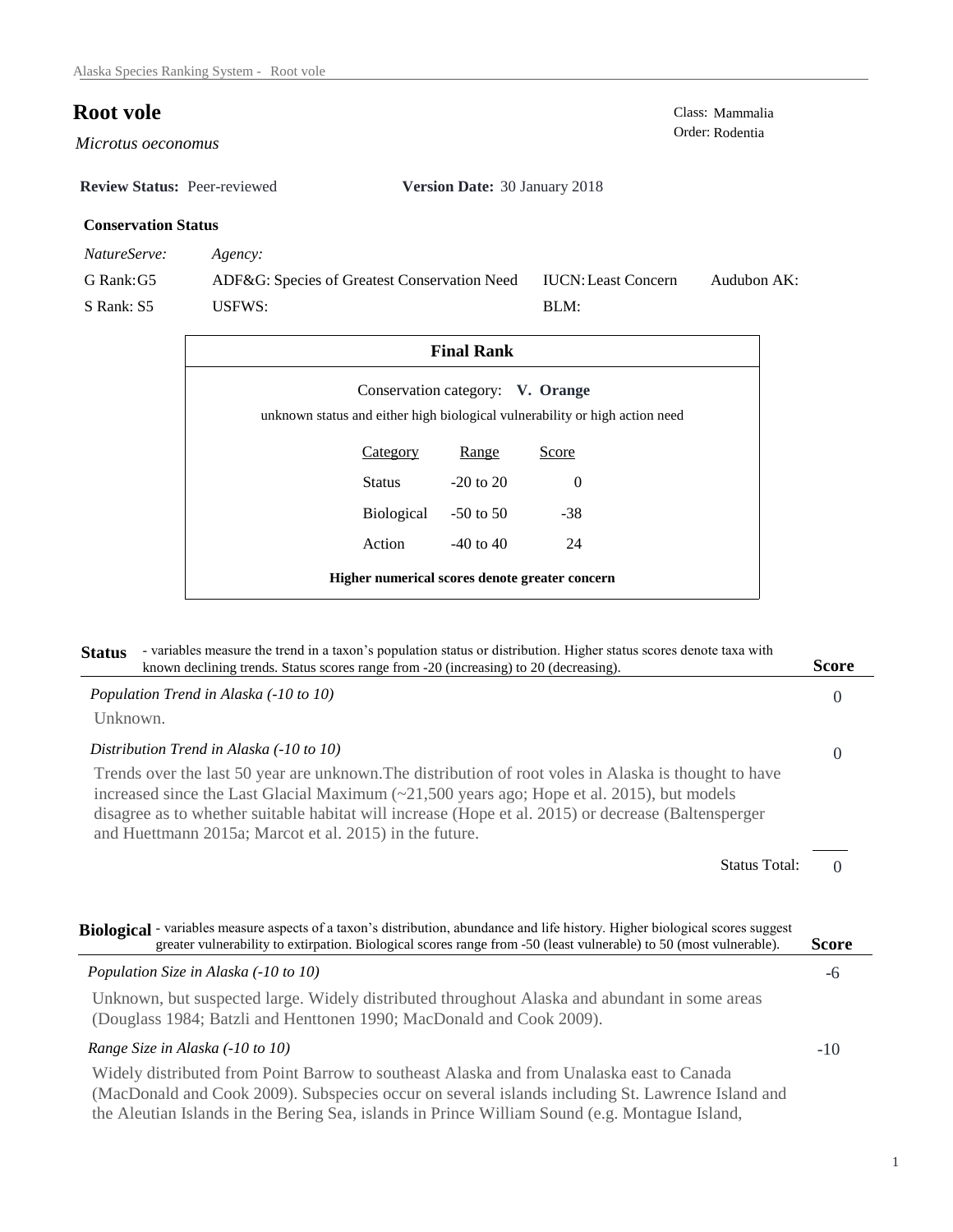# Root vole

*Microtus oeconomus*

Class: Mammalia
Order: Rodentia

**Review Status:** Peer-reviewed **Version Date:** 30 January 2018

**Conservation Status**

| *NatureServe:* | *Agency:* | | |
|---|---|---|---|
| G Rank: G5 | ADF&G: Species of Greatest Conservation Need | IUCN: Least Concern | Audubon AK: |
| S Rank: S5 | USFWS: | BLM: | |

**Final Rank**

Conservation category: **V. Orange**

unknown status and either high biological vulnerability or high action need

| Category | Range | Score |
|---|---|---|
| Status | -20 to 20 | 0 |
| Biological | -50 to 50 | -38 |
| Action | -40 to 40 | 24 |

**Higher numerical scores denote greater concern**

## Status

- variables measure the trend in a taxon's population status or distribution. Higher status scores denote taxa with known declining trends. Status scores range from -20 (increasing) to 20 (decreasing).

**Score**

*Population Trend in Alaska (-10 to 10)* — 0

Unknown.

*Distribution Trend in Alaska (-10 to 10)* — 0

Trends over the last 50 year are unknown.The distribution of root voles in Alaska is thought to have increased since the Last Glacial Maximum (~21,500 years ago; Hope et al. 2015), but models disagree as to whether suitable habitat will increase (Hope et al. 2015) or decrease (Baltensperger and Huettmann 2015a; Marcot et al. 2015) in the future.

Status Total: 0

## Biological

- variables measure aspects of a taxon's distribution, abundance and life history. Higher biological scores suggest greater vulnerability to extirpation. Biological scores range from -50 (least vulnerable) to 50 (most vulnerable).

**Score**

*Population Size in Alaska (-10 to 10)* — -6

Unknown, but suspected large. Widely distributed throughout Alaska and abundant in some areas (Douglass 1984; Batzli and Henttonen 1990; MacDonald and Cook 2009).

*Range Size in Alaska (-10 to 10)* — -10

Widely distributed from Point Barrow to southeast Alaska and from Unalaska east to Canada (MacDonald and Cook 2009). Subspecies occur on several islands including St. Lawrence Island and the Aleutian Islands in the Bering Sea, islands in Prince William Sound (e.g. Montague Island,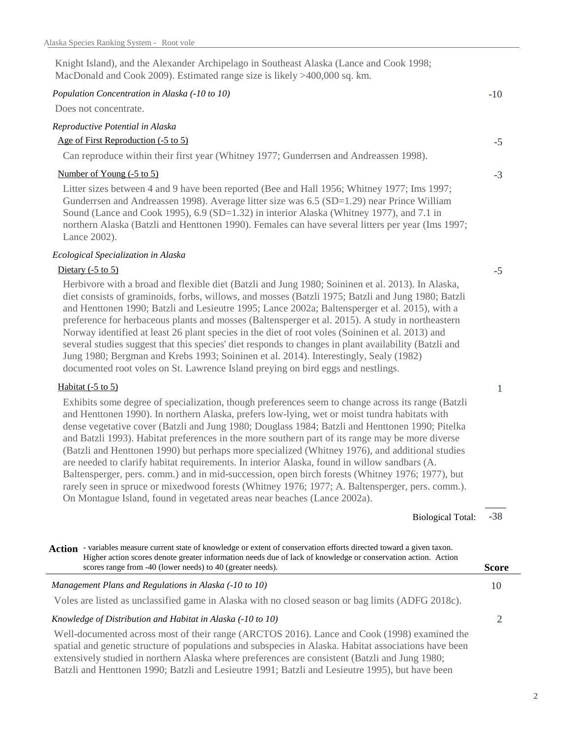Knight Island), and the Alexander Archipelago in Southeast Alaska (Lance and Cook 1998; MacDonald and Cook 2009). Estimated range size is likely >400,000 sq. km.

*Population Concentration in Alaska (-10 to 10)* — **-10**

Does not concentrate.

*Reproductive Potential in Alaska*

Age of First Reproduction (-5 to 5) — **-5**

Can reproduce within their first year (Whitney 1977; Gunderrsen and Andreassen 1998).

Number of Young (-5 to 5) — **-3**

Litter sizes between 4 and 9 have been reported (Bee and Hall 1956; Whitney 1977; Ims 1997; Gunderrsen and Andreassen 1998). Average litter size was 6.5 (SD=1.29) near Prince William Sound (Lance and Cook 1995), 6.9 (SD=1.32) in interior Alaska (Whitney 1977), and 7.1 in northern Alaska (Batzli and Henttonen 1990). Females can have several litters per year (Ims 1997; Lance 2002).

*Ecological Specialization in Alaska*

Dietary (-5 to 5) — **-5**

Herbivore with a broad and flexible diet (Batzli and Jung 1980; Soininen et al. 2013). In Alaska, diet consists of graminoids, forbs, willows, and mosses (Batzli 1975; Batzli and Jung 1980; Batzli and Henttonen 1990; Batzli and Lesieutre 1995; Lance 2002a; Baltensperger et al. 2015), with a preference for herbaceous plants and mosses (Baltensperger et al. 2015). A study in northeastern Norway identified at least 26 plant species in the diet of root voles (Soininen et al. 2013) and several studies suggest that this species' diet responds to changes in plant availability (Batzli and Jung 1980; Bergman and Krebs 1993; Soininen et al. 2014). Interestingly, Sealy (1982) documented root voles on St. Lawrence Island preying on bird eggs and nestlings.

Habitat (-5 to 5) — **1**

Exhibits some degree of specialization, though preferences seem to change across its range (Batzli and Henttonen 1990). In northern Alaska, prefers low-lying, wet or moist tundra habitats with dense vegetative cover (Batzli and Jung 1980; Douglass 1984; Batzli and Henttonen 1990; Pitelka and Batzli 1993). Habitat preferences in the more southern part of its range may be more diverse (Batzli and Henttonen 1990) but perhaps more specialized (Whitney 1976), and additional studies are needed to clarify habitat requirements. In interior Alaska, found in willow sandbars (A. Baltensperger, pers. comm.) and in mid-succession, open birch forests (Whitney 1976; 1977), but rarely seen in spruce or mixedwood forests (Whitney 1976; 1977; A. Baltensperger, pers. comm.). On Montague Island, found in vegetated areas near beaches (Lance 2002a).

Biological Total: **-38**

**Action** - variables measure current state of knowledge or extent of conservation efforts directed toward a given taxon. Higher action scores denote greater information needs due of lack of knowledge or conservation action. Action scores range from -40 (lower needs) to 40 (greater needs). — **Score**

*Management Plans and Regulations in Alaska (-10 to 10)* — **10**

Voles are listed as unclassified game in Alaska with no closed season or bag limits (ADFG 2018c).

*Knowledge of Distribution and Habitat in Alaska (-10 to 10)* — **2**

Well-documented across most of their range (ARCTOS 2016). Lance and Cook (1998) examined the spatial and genetic structure of populations and subspecies in Alaska. Habitat associations have been extensively studied in northern Alaska where preferences are consistent (Batzli and Jung 1980; Batzli and Henttonen 1990; Batzli and Lesieutre 1991; Batzli and Lesieutre 1995), but have been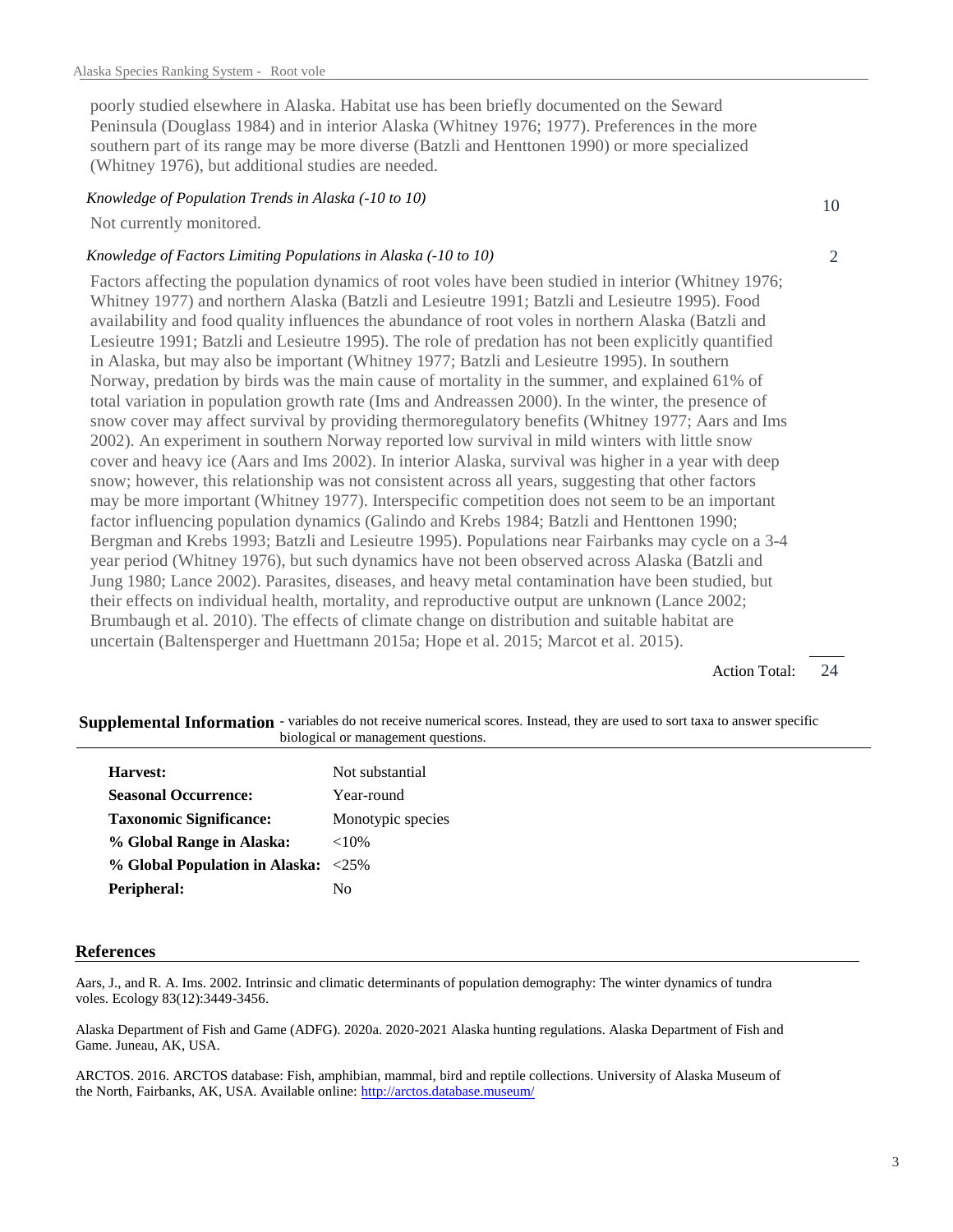poorly studied elsewhere in Alaska. Habitat use has been briefly documented on the Seward Peninsula (Douglass 1984) and in interior Alaska (Whitney 1976; 1977). Preferences in the more southern part of its range may be more diverse (Batzli and Henttonen 1990) or more specialized (Whitney 1976), but additional studies are needed.

*Knowledge of Population Trends in Alaska (-10 to 10)* 10

Not currently monitored.

*Knowledge of Factors Limiting Populations in Alaska (-10 to 10)* 2

Factors affecting the population dynamics of root voles have been studied in interior (Whitney 1976; Whitney 1977) and northern Alaska (Batzli and Lesieutre 1991; Batzli and Lesieutre 1995). Food availability and food quality influences the abundance of root voles in northern Alaska (Batzli and Lesieutre 1991; Batzli and Lesieutre 1995). The role of predation has not been explicitly quantified in Alaska, but may also be important (Whitney 1977; Batzli and Lesieutre 1995). In southern Norway, predation by birds was the main cause of mortality in the summer, and explained 61% of total variation in population growth rate (Ims and Andreassen 2000). In the winter, the presence of snow cover may affect survival by providing thermoregulatory benefits (Whitney 1977; Aars and Ims 2002). An experiment in southern Norway reported low survival in mild winters with little snow cover and heavy ice (Aars and Ims 2002). In interior Alaska, survival was higher in a year with deep snow; however, this relationship was not consistent across all years, suggesting that other factors may be more important (Whitney 1977). Interspecific competition does not seem to be an important factor influencing population dynamics (Galindo and Krebs 1984; Batzli and Henttonen 1990; Bergman and Krebs 1993; Batzli and Lesieutre 1995). Populations near Fairbanks may cycle on a 3-4 year period (Whitney 1976), but such dynamics have not been observed across Alaska (Batzli and Jung 1980; Lance 2002). Parasites, diseases, and heavy metal contamination have been studied, but their effects on individual health, mortality, and reproductive output are unknown (Lance 2002; Brumbaugh et al. 2010). The effects of climate change on distribution and suitable habitat are uncertain (Baltensperger and Huettmann 2015a; Hope et al. 2015; Marcot et al. 2015).

Action Total: 24

## Supplemental Information

- variables do not receive numerical scores. Instead, they are used to sort taxa to answer specific biological or management questions.

| | |
|---|---|
| **Harvest:** | Not substantial |
| **Seasonal Occurrence:** | Year-round |
| **Taxonomic Significance:** | Monotypic species |
| **% Global Range in Alaska:** | <10% |
| **% Global Population in Alaska:** | <25% |
| **Peripheral:** | No |

## References

Aars, J., and R. A. Ims. 2002. Intrinsic and climatic determinants of population demography: The winter dynamics of tundra voles. Ecology 83(12):3449-3456.

Alaska Department of Fish and Game (ADFG). 2020a. 2020-2021 Alaska hunting regulations. Alaska Department of Fish and Game. Juneau, AK, USA.

ARCTOS. 2016. ARCTOS database: Fish, amphibian, mammal, bird and reptile collections. University of Alaska Museum of the North, Fairbanks, AK, USA. Available online: http://arctos.database.museum/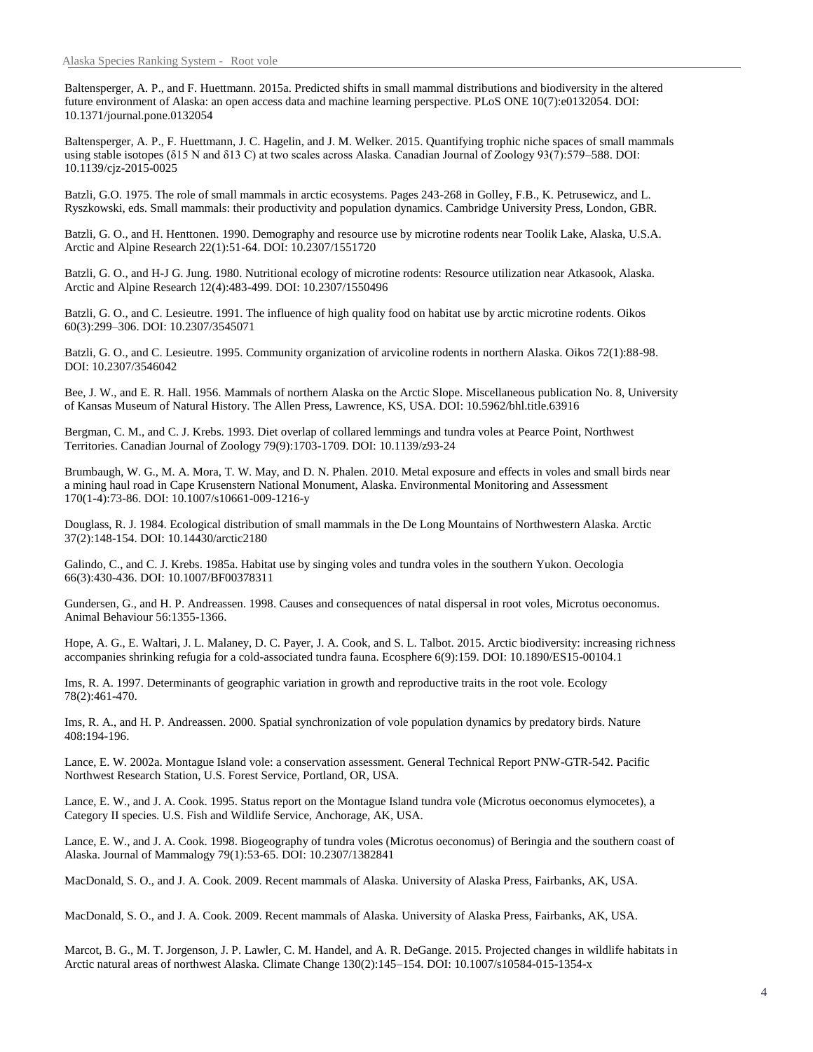Baltensperger, A. P., and F. Huettmann. 2015a. Predicted shifts in small mammal distributions and biodiversity in the altered future environment of Alaska: an open access data and machine learning perspective. PLoS ONE 10(7):e0132054. DOI: 10.1371/journal.pone.0132054

Baltensperger, A. P., F. Huettmann, J. C. Hagelin, and J. M. Welker. 2015. Quantifying trophic niche spaces of small mammals using stable isotopes (δ15 N and δ13 C) at two scales across Alaska. Canadian Journal of Zoology 93(7):579–588. DOI: 10.1139/cjz-2015-0025

Batzli, G.O. 1975. The role of small mammals in arctic ecosystems. Pages 243-268 in Golley, F.B., K. Petrusewicz, and L. Ryszkowski, eds. Small mammals: their productivity and population dynamics. Cambridge University Press, London, GBR.

Batzli, G. O., and H. Henttonen. 1990. Demography and resource use by microtine rodents near Toolik Lake, Alaska, U.S.A. Arctic and Alpine Research 22(1):51-64. DOI: 10.2307/1551720

Batzli, G. O., and H-J G. Jung. 1980. Nutritional ecology of microtine rodents: Resource utilization near Atkasook, Alaska. Arctic and Alpine Research 12(4):483-499. DOI: 10.2307/1550496

Batzli, G. O., and C. Lesieutre. 1991. The influence of high quality food on habitat use by arctic microtine rodents. Oikos 60(3):299–306. DOI: 10.2307/3545071

Batzli, G. O., and C. Lesieutre. 1995. Community organization of arvicoline rodents in northern Alaska. Oikos 72(1):88-98. DOI: 10.2307/3546042

Bee, J. W., and E. R. Hall. 1956. Mammals of northern Alaska on the Arctic Slope. Miscellaneous publication No. 8, University of Kansas Museum of Natural History. The Allen Press, Lawrence, KS, USA. DOI: 10.5962/bhl.title.63916

Bergman, C. M., and C. J. Krebs. 1993. Diet overlap of collared lemmings and tundra voles at Pearce Point, Northwest Territories. Canadian Journal of Zoology 79(9):1703-1709. DOI: 10.1139/z93-24

Brumbaugh, W. G., M. A. Mora, T. W. May, and D. N. Phalen. 2010. Metal exposure and effects in voles and small birds near a mining haul road in Cape Krusenstern National Monument, Alaska. Environmental Monitoring and Assessment 170(1-4):73-86. DOI: 10.1007/s10661-009-1216-y

Douglass, R. J. 1984. Ecological distribution of small mammals in the De Long Mountains of Northwestern Alaska. Arctic 37(2):148-154. DOI: 10.14430/arctic2180

Galindo, C., and C. J. Krebs. 1985a. Habitat use by singing voles and tundra voles in the southern Yukon. Oecologia 66(3):430-436. DOI: 10.1007/BF00378311

Gundersen, G., and H. P. Andreassen. 1998. Causes and consequences of natal dispersal in root voles, Microtus oeconomus. Animal Behaviour 56:1355-1366.

Hope, A. G., E. Waltari, J. L. Malaney, D. C. Payer, J. A. Cook, and S. L. Talbot. 2015. Arctic biodiversity: increasing richness accompanies shrinking refugia for a cold-associated tundra fauna. Ecosphere 6(9):159. DOI: 10.1890/ES15-00104.1

Ims, R. A. 1997. Determinants of geographic variation in growth and reproductive traits in the root vole. Ecology 78(2):461-470.

Ims, R. A., and H. P. Andreassen. 2000. Spatial synchronization of vole population dynamics by predatory birds. Nature 408:194-196.

Lance, E. W. 2002a. Montague Island vole: a conservation assessment. General Technical Report PNW-GTR-542. Pacific Northwest Research Station, U.S. Forest Service, Portland, OR, USA.

Lance, E. W., and J. A. Cook. 1995. Status report on the Montague Island tundra vole (Microtus oeconomus elymocetes), a Category II species. U.S. Fish and Wildlife Service, Anchorage, AK, USA.

Lance, E. W., and J. A. Cook. 1998. Biogeography of tundra voles (Microtus oeconomus) of Beringia and the southern coast of Alaska. Journal of Mammalogy 79(1):53-65. DOI: 10.2307/1382841

MacDonald, S. O., and J. A. Cook. 2009. Recent mammals of Alaska. University of Alaska Press, Fairbanks, AK, USA.

MacDonald, S. O., and J. A. Cook. 2009. Recent mammals of Alaska. University of Alaska Press, Fairbanks, AK, USA.

Marcot, B. G., M. T. Jorgenson, J. P. Lawler, C. M. Handel, and A. R. DeGange. 2015. Projected changes in wildlife habitats in Arctic natural areas of northwest Alaska. Climate Change 130(2):145–154. DOI: 10.1007/s10584-015-1354-x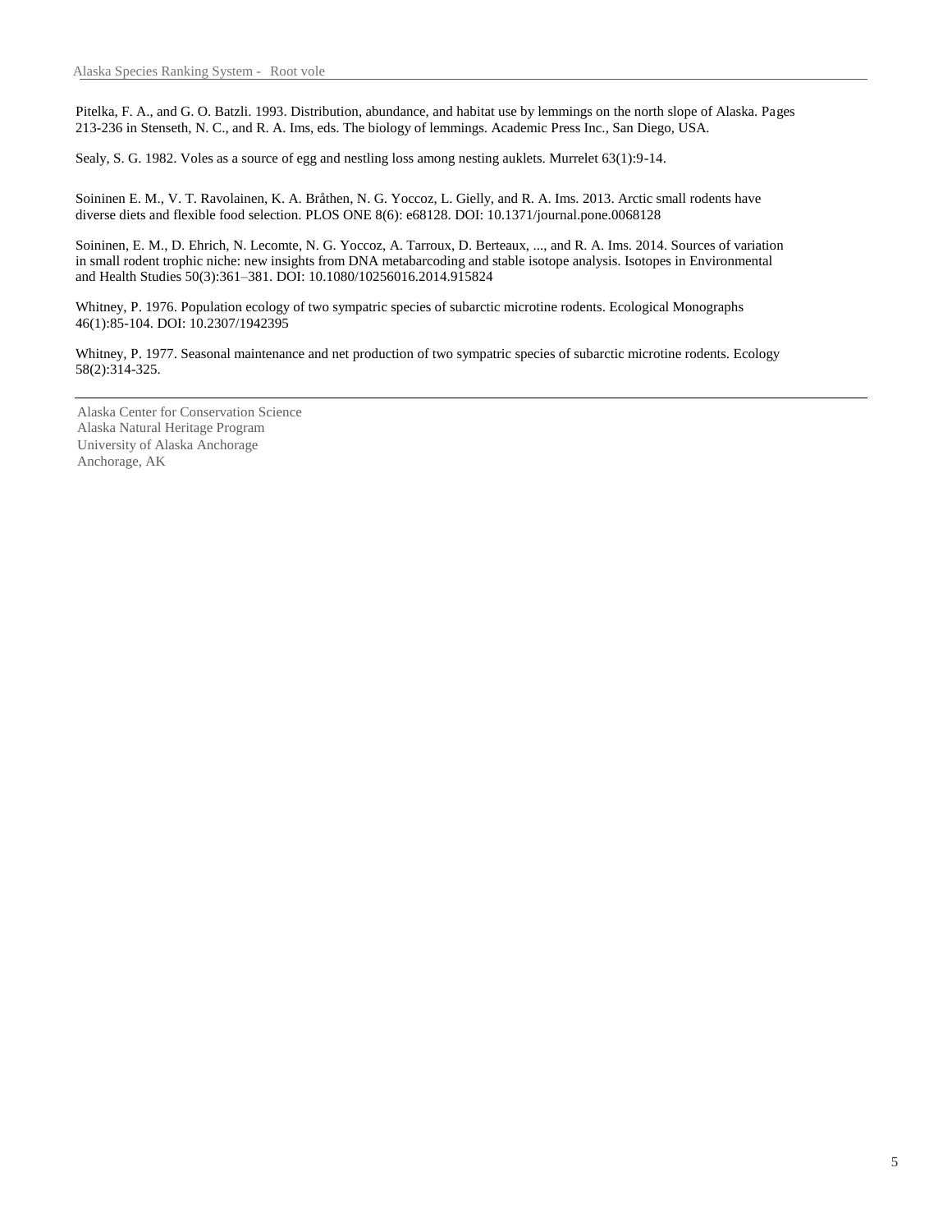Pitelka, F. A., and G. O. Batzli. 1993. Distribution, abundance, and habitat use by lemmings on the north slope of Alaska. Pages 213-236 in Stenseth, N. C., and R. A. Ims, eds. The biology of lemmings. Academic Press Inc., San Diego, USA.

Sealy, S. G. 1982. Voles as a source of egg and nestling loss among nesting auklets. Murrelet 63(1):9-14.

Soininen E. M., V. T. Ravolainen, K. A. Bråthen, N. G. Yoccoz, L. Gielly, and R. A. Ims. 2013. Arctic small rodents have diverse diets and flexible food selection. PLOS ONE 8(6): e68128. DOI: 10.1371/journal.pone.0068128

Soininen, E. M., D. Ehrich, N. Lecomte, N. G. Yoccoz, A. Tarroux, D. Berteaux, ..., and R. A. Ims. 2014. Sources of variation in small rodent trophic niche: new insights from DNA metabarcoding and stable isotope analysis. Isotopes in Environmental and Health Studies 50(3):361–381. DOI: 10.1080/10256016.2014.915824

Whitney, P. 1976. Population ecology of two sympatric species of subarctic microtine rodents. Ecological Monographs 46(1):85-104. DOI: 10.2307/1942395

Whitney, P. 1977. Seasonal maintenance and net production of two sympatric species of subarctic microtine rodents. Ecology 58(2):314-325.

---

Alaska Center for Conservation Science
Alaska Natural Heritage Program
University of Alaska Anchorage
Anchorage, AK